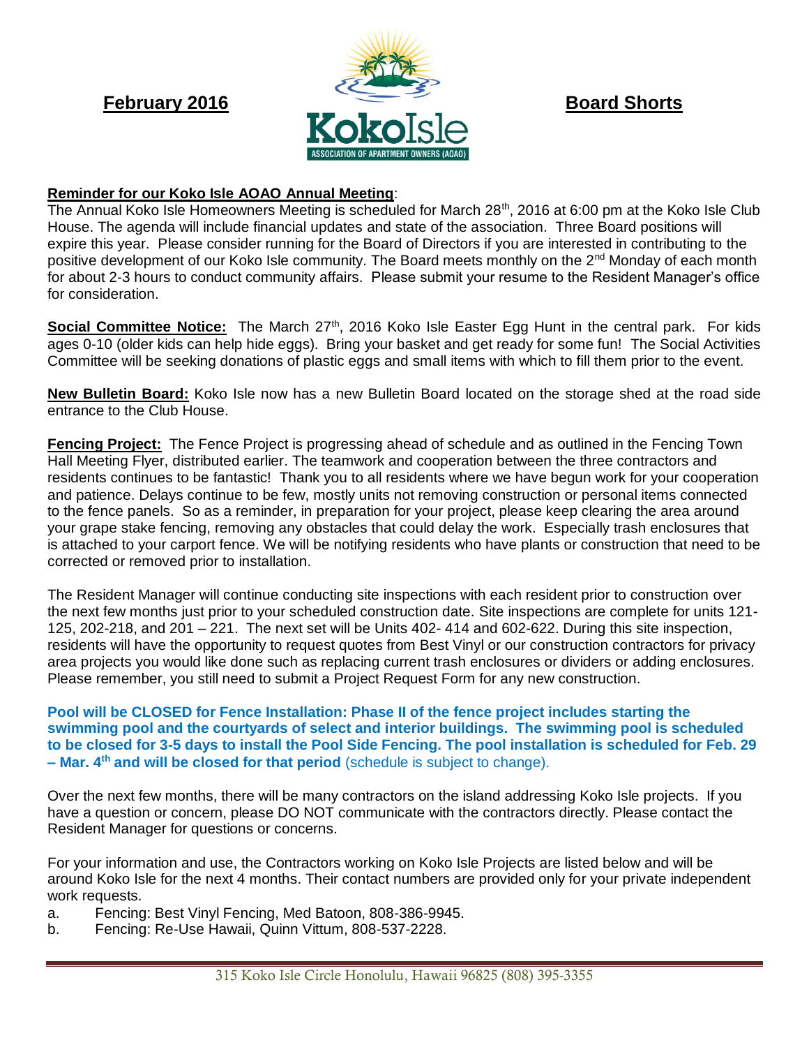**February 2016** | **Koko Isle** ASSOCIATION OF APARTMENT OWNERS (AOAO) | **Board Shorts**

**Reminder for our Koko Isle AOAO Annual Meeting**:
The Annual Koko Isle Homeowners Meeting is scheduled for March 28th, 2016 at 6:00 pm at the Koko Isle Club House. The agenda will include financial updates and state of the association. Three Board positions will expire this year. Please consider running for the Board of Directors if you are interested in contributing to the positive development of our Koko Isle community. The Board meets monthly on the 2nd Monday of each month for about 2-3 hours to conduct community affairs. Please submit your resume to the Resident Manager's office for consideration.

**Social Committee Notice:** The March 27th, 2016 Koko Isle Easter Egg Hunt in the central park. For kids ages 0-10 (older kids can help hide eggs). Bring your basket and get ready for some fun! The Social Activities Committee will be seeking donations of plastic eggs and small items with which to fill them prior to the event.

**New Bulletin Board:** Koko Isle now has a new Bulletin Board located on the storage shed at the road side entrance to the Club House.

**Fencing Project:** The Fence Project is progressing ahead of schedule and as outlined in the Fencing Town Hall Meeting Flyer, distributed earlier. The teamwork and cooperation between the three contractors and residents continues to be fantastic! Thank you to all residents where we have begun work for your cooperation and patience. Delays continue to be few, mostly units not removing construction or personal items connected to the fence panels. So as a reminder, in preparation for your project, please keep clearing the area around your grape stake fencing, removing any obstacles that could delay the work. Especially trash enclosures that is attached to your carport fence. We will be notifying residents who have plants or construction that need to be corrected or removed prior to installation.

The Resident Manager will continue conducting site inspections with each resident prior to construction over the next few months just prior to your scheduled construction date. Site inspections are complete for units 121-125, 202-218, and 201 – 221. The next set will be Units 402- 414 and 602-622. During this site inspection, residents will have the opportunity to request quotes from Best Vinyl or our construction contractors for privacy area projects you would like done such as replacing current trash enclosures or dividers or adding enclosures. Please remember, you still need to submit a Project Request Form for any new construction.

**Pool will be CLOSED for Fence Installation: Phase II of the fence project includes starting the swimming pool and the courtyards of select and interior buildings. The swimming pool is scheduled to be closed for 3-5 days to install the Pool Side Fencing. The pool installation is scheduled for Feb. 29 – Mar. 4th and will be closed for that period** (schedule is subject to change).

Over the next few months, there will be many contractors on the island addressing Koko Isle projects. If you have a question or concern, please DO NOT communicate with the contractors directly. Please contact the Resident Manager for questions or concerns.

For your information and use, the Contractors working on Koko Isle Projects are listed below and will be around Koko Isle for the next 4 months. Their contact numbers are provided only for your private independent work requests.

a. Fencing: Best Vinyl Fencing, Med Batoon, 808-386-9945.
b. Fencing: Re-Use Hawaii, Quinn Vittum, 808-537-2228.

315 Koko Isle Circle Honolulu, Hawaii 96825 (808) 395-3355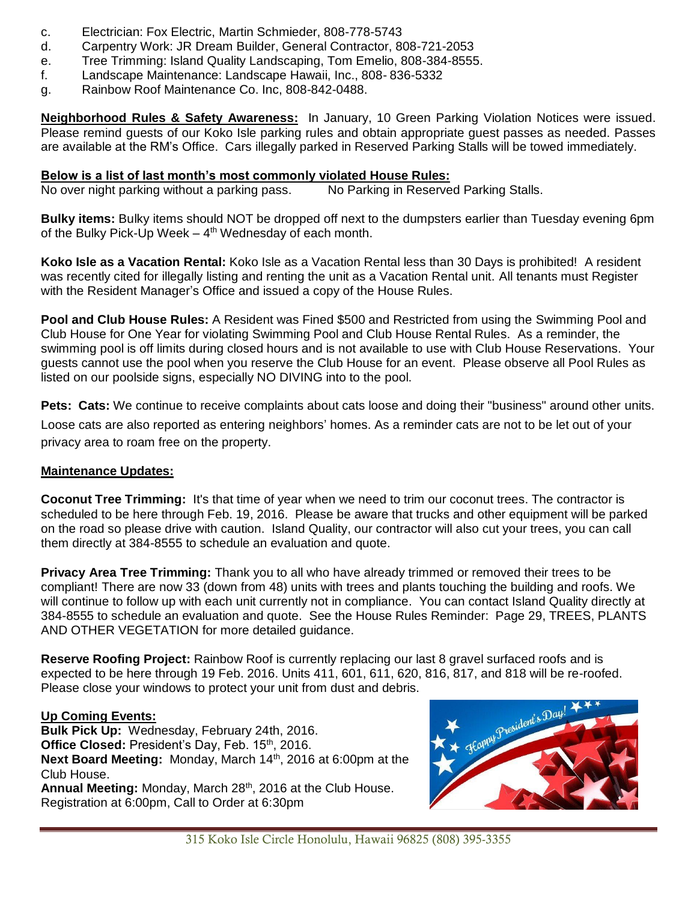c. Electrician: Fox Electric, Martin Schmieder, 808-778-5743
d. Carpentry Work: JR Dream Builder, General Contractor, 808-721-2053
e. Tree Trimming: Island Quality Landscaping, Tom Emelio, 808-384-8555.
f. Landscape Maintenance: Landscape Hawaii, Inc., 808- 836-5332
g. Rainbow Roof Maintenance Co. Inc, 808-842-0488.

**Neighborhood Rules & Safety Awareness:** In January, 10 Green Parking Violation Notices were issued. Please remind guests of our Koko Isle parking rules and obtain appropriate guest passes as needed. Passes are available at the RM's Office. Cars illegally parked in Reserved Parking Stalls will be towed immediately.

**Below is a list of last month's most commonly violated House Rules:**

No over night parking without a parking pass. No Parking in Reserved Parking Stalls.

**Bulky items:** Bulky items should NOT be dropped off next to the dumpsters earlier than Tuesday evening 6pm of the Bulky Pick-Up Week – 4th Wednesday of each month.

**Koko Isle as a Vacation Rental:** Koko Isle as a Vacation Rental less than 30 Days is prohibited! A resident was recently cited for illegally listing and renting the unit as a Vacation Rental unit. All tenants must Register with the Resident Manager's Office and issued a copy of the House Rules.

**Pool and Club House Rules:** A Resident was Fined $500 and Restricted from using the Swimming Pool and Club House for One Year for violating Swimming Pool and Club House Rental Rules. As a reminder, the swimming pool is off limits during closed hours and is not available to use with Club House Reservations. Your guests cannot use the pool when you reserve the Club House for an event. Please observe all Pool Rules as listed on our poolside signs, especially NO DIVING into to the pool.

**Pets: Cats:** We continue to receive complaints about cats loose and doing their "business" around other units. Loose cats are also reported as entering neighbors' homes. As a reminder cats are not to be let out of your privacy area to roam free on the property.

**Maintenance Updates:**

**Coconut Tree Trimming:** It's that time of year when we need to trim our coconut trees. The contractor is scheduled to be here through Feb. 19, 2016. Please be aware that trucks and other equipment will be parked on the road so please drive with caution. Island Quality, our contractor will also cut your trees, you can call them directly at 384-8555 to schedule an evaluation and quote.

**Privacy Area Tree Trimming:** Thank you to all who have already trimmed or removed their trees to be compliant! There are now 33 (down from 48) units with trees and plants touching the building and roofs. We will continue to follow up with each unit currently not in compliance. You can contact Island Quality directly at 384-8555 to schedule an evaluation and quote. See the House Rules Reminder: Page 29, TREES, PLANTS AND OTHER VEGETATION for more detailed guidance.

**Reserve Roofing Project:** Rainbow Roof is currently replacing our last 8 gravel surfaced roofs and is expected to be here through 19 Feb. 2016. Units 411, 601, 611, 620, 816, 817, and 818 will be re-roofed. Please close your windows to protect your unit from dust and debris.

**Up Coming Events:**

**Bulk Pick Up:** Wednesday, February 24th, 2016.
**Office Closed:** President's Day, Feb. 15th, 2016.
**Next Board Meeting:** Monday, March 14th, 2016 at 6:00pm at the Club House.
**Annual Meeting:** Monday, March 28th, 2016 at the Club House. Registration at 6:00pm, Call to Order at 6:30pm

315 Koko Isle Circle Honolulu, Hawaii 96825 (808) 395-3355